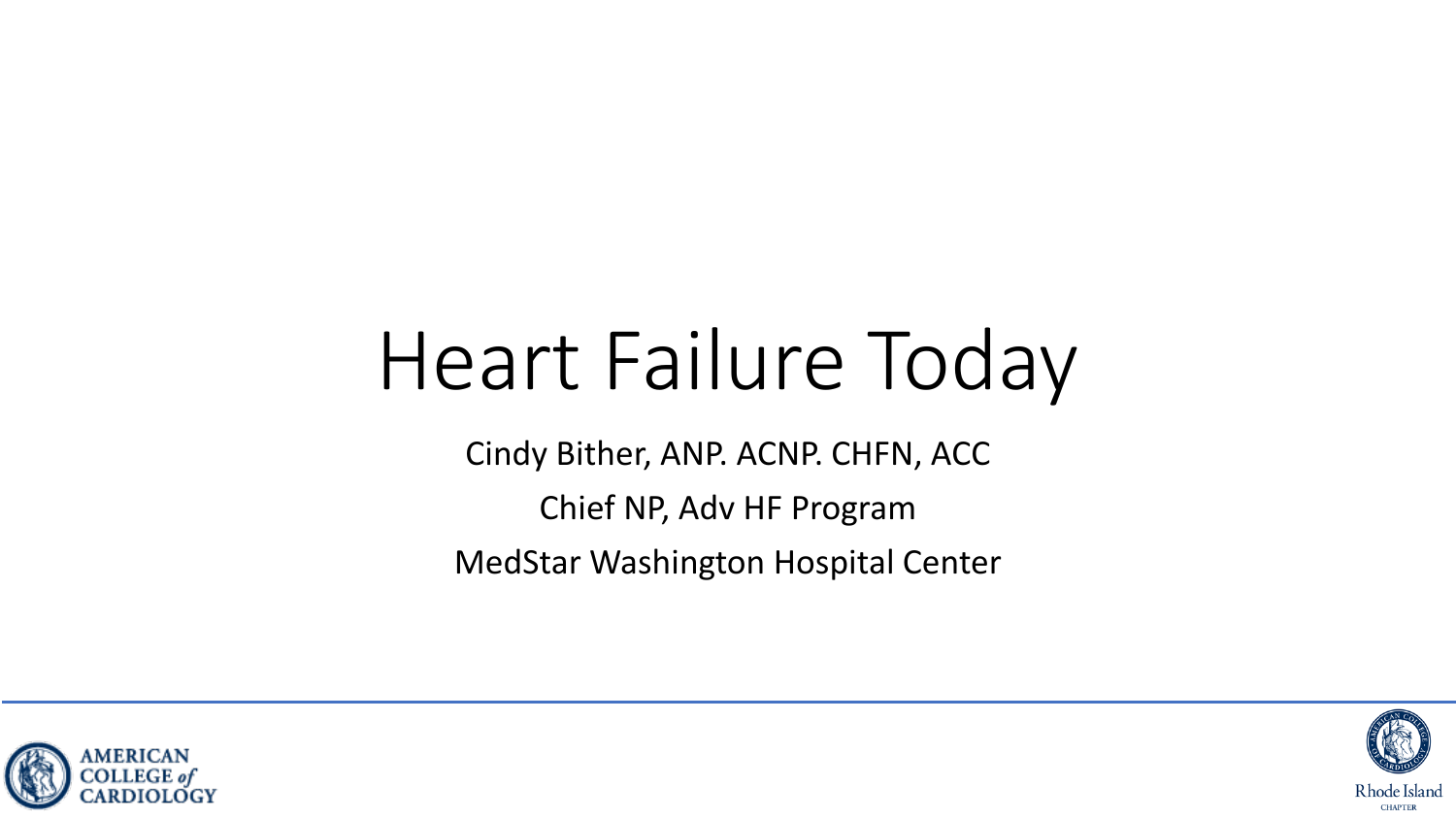# Heart Failure Today

Cindy Bither, ANP. ACNP. CHFN, ACC

Chief NP, Adv HF Program

MedStar Washington Hospital Center

AMERICAN COLLEGE *of* CARDIOLOGY

Rhode Island CHAPTER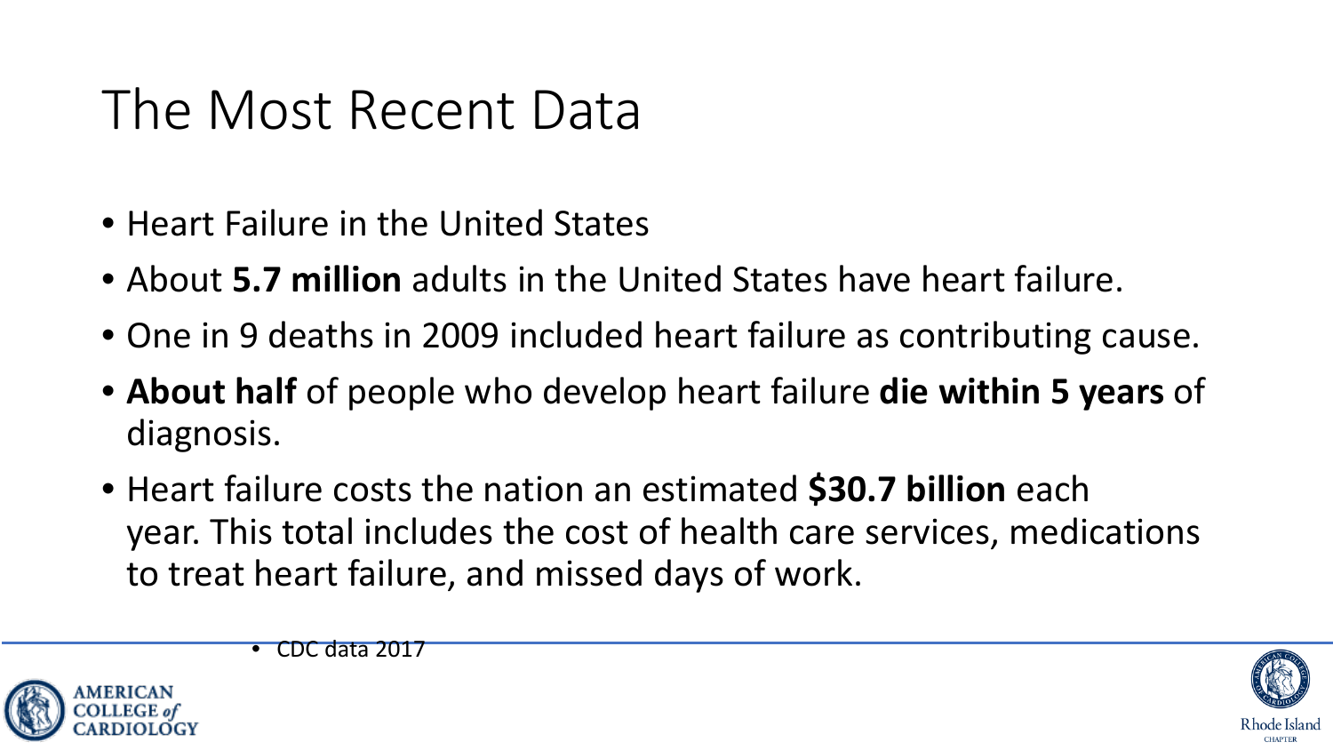# The Most Recent Data

- Heart Failure in the United States
- About **5.7 million** adults in the United States have heart failure.
- One in 9 deaths in 2009 included heart failure as contributing cause.
- **About half** of people who develop heart failure **die within 5 years** of diagnosis.
- Heart failure costs the nation an estimated **$30.7 billion** each year. This total includes the cost of health care services, medications to treat heart failure, and missed days of work.

- CDC data 2017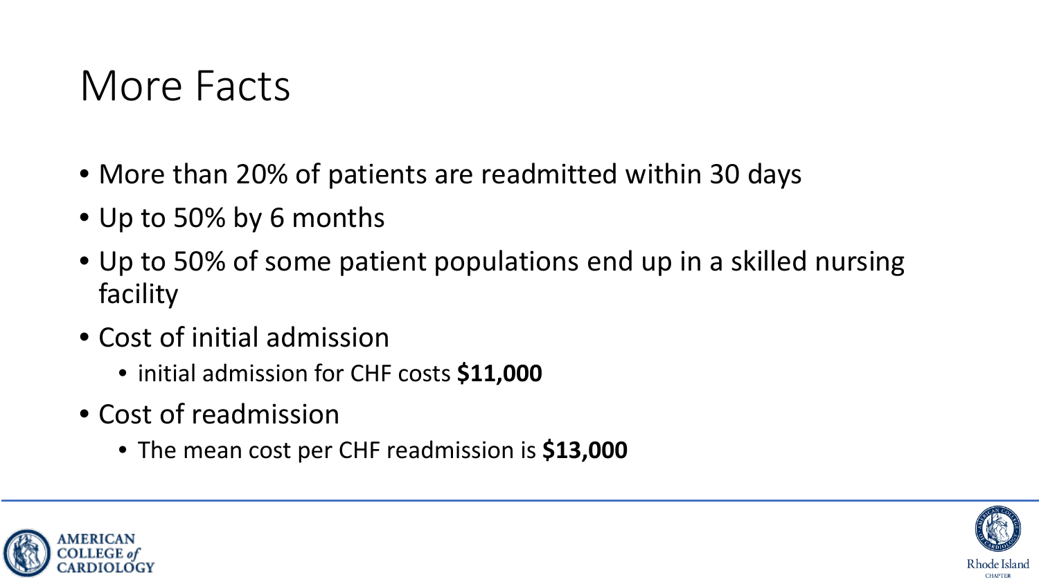# More Facts

- More than 20% of patients are readmitted within 30 days
- Up to 50% by 6 months
- Up to 50% of some patient populations end up in a skilled nursing facility
- Cost of initial admission
  - initial admission for CHF costs **$11,000**
- Cost of readmission
  - The mean cost per CHF readmission is **$13,000**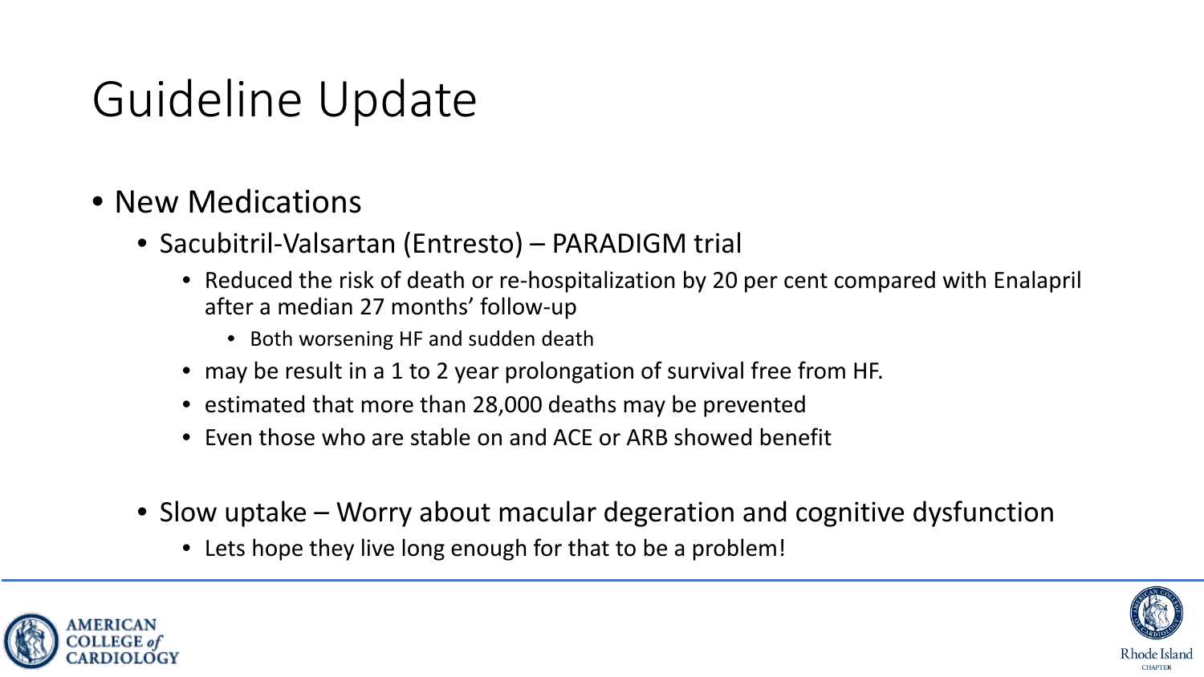# Guideline Update

- New Medications
  - Sacubitril-Valsartan (Entresto) – PARADIGM trial
    - Reduced the risk of death or re-hospitalization by 20 per cent compared with Enalapril after a median 27 months' follow-up
      - Both worsening HF and sudden death
    - may be result in a 1 to 2 year prolongation of survival free from HF.
    - estimated that more than 28,000 deaths may be prevented
    - Even those who are stable on and ACE or ARB showed benefit

  - Slow uptake – Worry about macular degeration and cognitive dysfunction
    - Lets hope they live long enough for that to be a problem!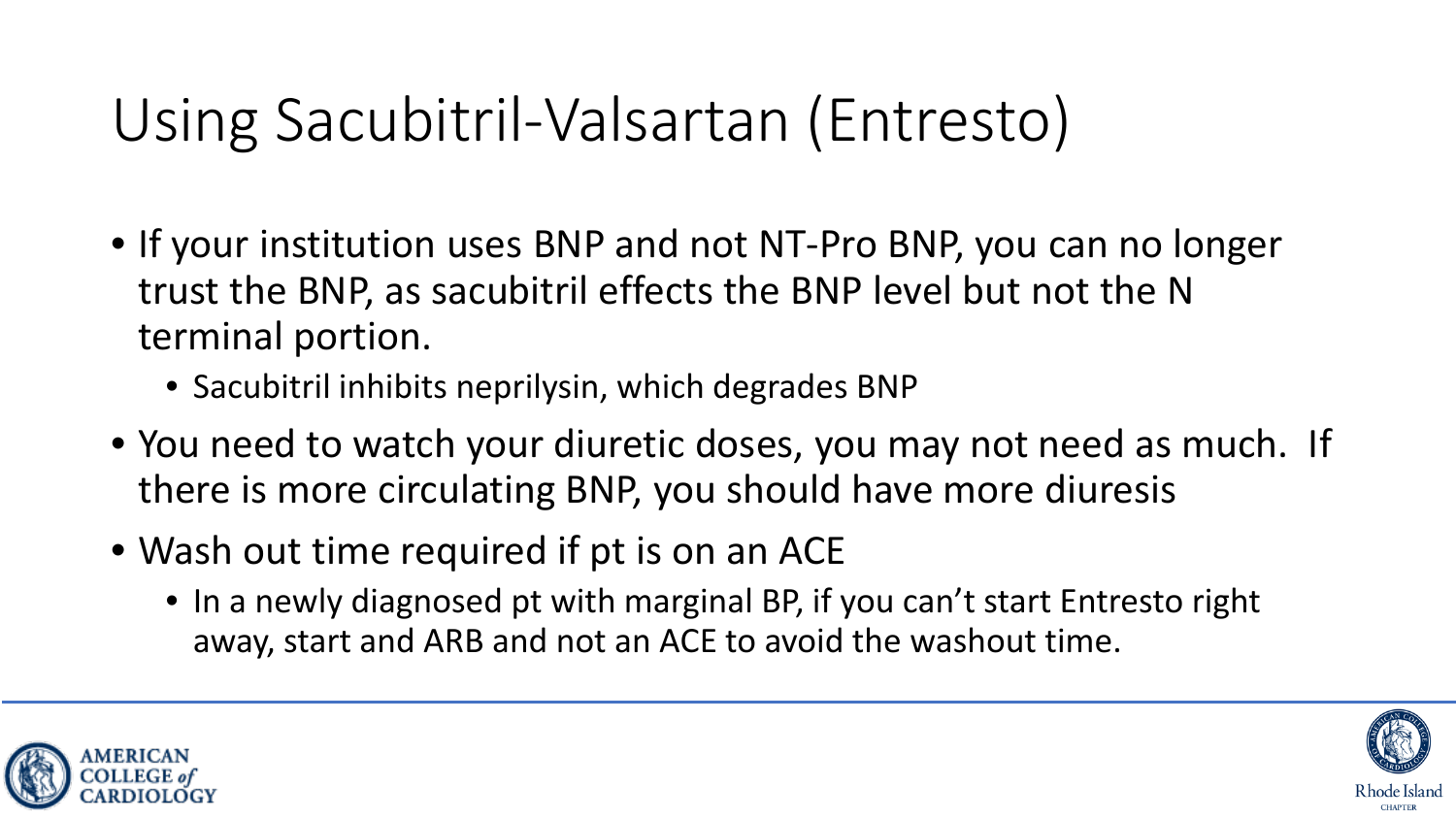# Using Sacubitril-Valsartan (Entresto)

- If your institution uses BNP and not NT-Pro BNP, you can no longer trust the BNP, as sacubitril effects the BNP level but not the N terminal portion.
  - Sacubitril inhibits neprilysin, which degrades BNP
- You need to watch your diuretic doses, you may not need as much. If there is more circulating BNP, you should have more diuresis
- Wash out time required if pt is on an ACE
  - In a newly diagnosed pt with marginal BP, if you can't start Entresto right away, start and ARB and not an ACE to avoid the washout time.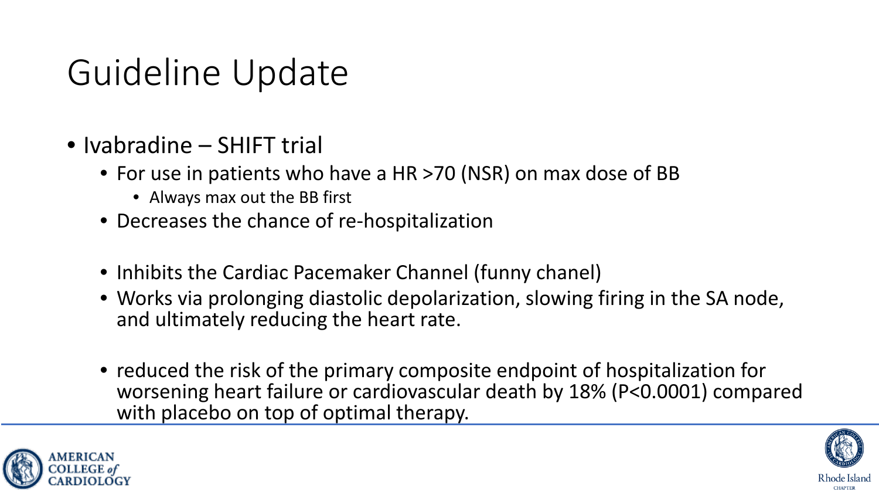# Guideline Update

- Ivabradine – SHIFT trial
  - For use in patients who have a HR >70 (NSR) on max dose of BB
    - Always max out the BB first
  - Decreases the chance of re-hospitalization
  - Inhibits the Cardiac Pacemaker Channel (funny chanel)
  - Works via prolonging diastolic depolarization, slowing firing in the SA node, and ultimately reducing the heart rate.
  - reduced the risk of the primary composite endpoint of hospitalization for worsening heart failure or cardiovascular death by 18% (P<0.0001) compared with placebo on top of optimal therapy.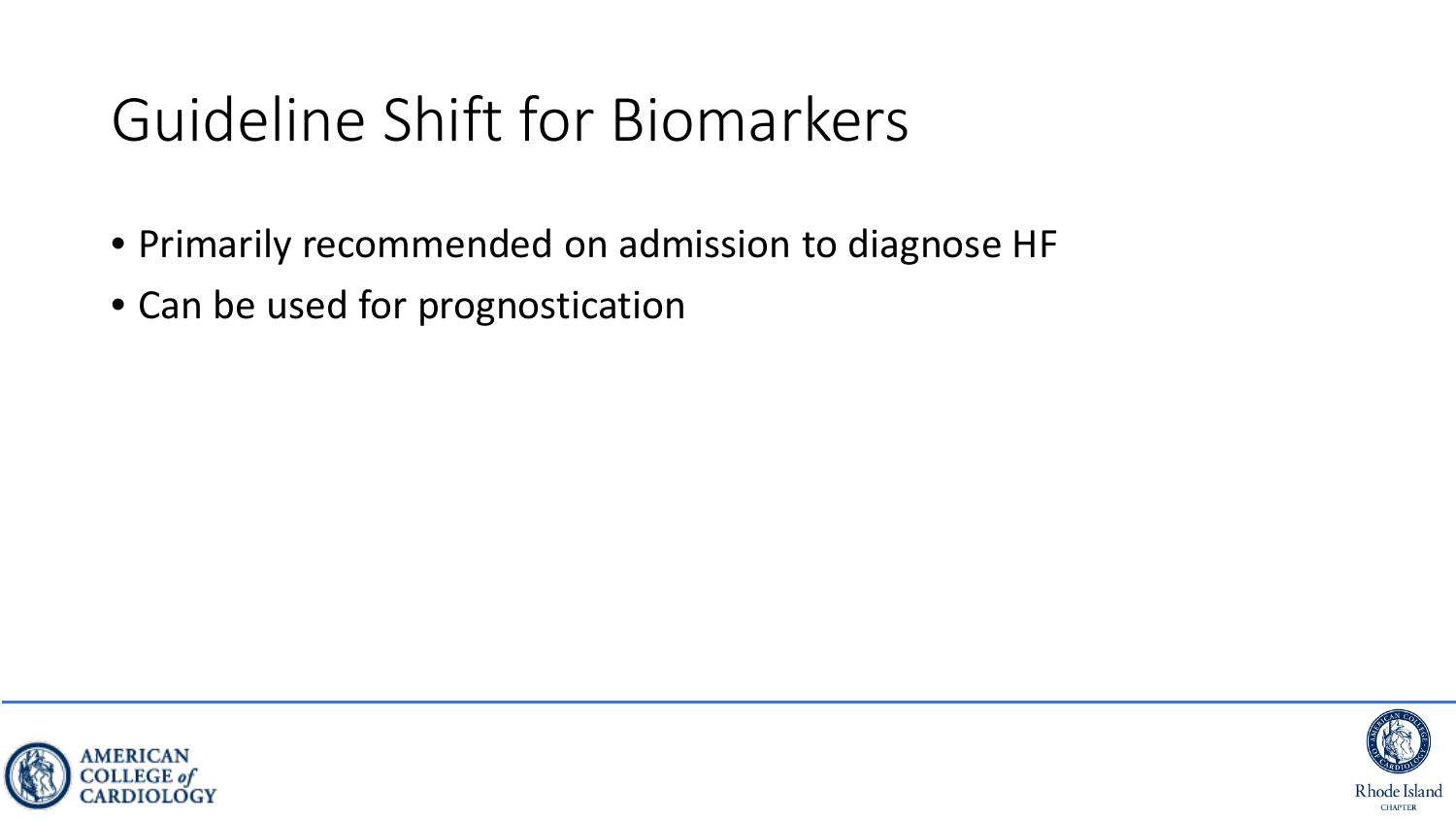# Guideline Shift for Biomarkers

- Primarily recommended on admission to diagnose HF
- Can be used for prognostication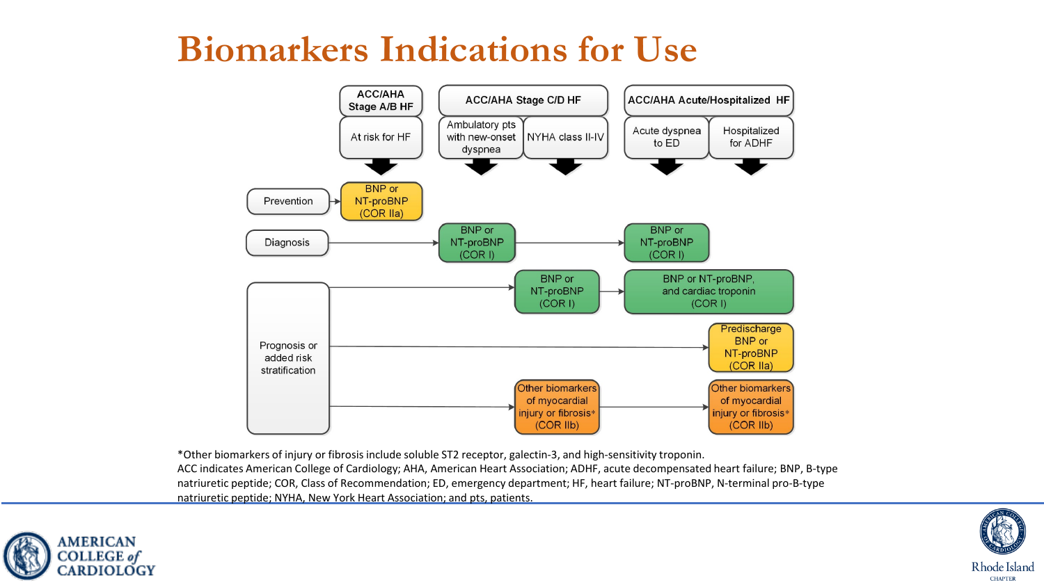# Biomarkers Indications for Use

| | ACC/AHA Stage A/B HF | ACC/AHA Stage C/D HF | | ACC/AHA Acute/Hospitalized HF | |
|---|---|---|---|---|---|
| | At risk for HF | Ambulatory pts with new-onset dyspnea | NYHA class II-IV | Acute dyspnea to ED | Hospitalized for ADHF |
| Prevention | BNP or NT-proBNP (COR IIa) | | | | |
| Diagnosis | | BNP or NT-proBNP (COR I) | | BNP or NT-proBNP (COR I) | |
| Prognosis or added risk stratification | | | BNP or NT-proBNP (COR I) | BNP or NT-proBNP, and cardiac troponin (COR I) | |
| Prognosis or added risk stratification | | | | | Predischarge BNP or NT-proBNP (COR IIa) |
| Prognosis or added risk stratification | | | Other biomarkers of myocardial injury or fibrosis* (COR IIb) | | Other biomarkers of myocardial injury or fibrosis* (COR IIb) |

*Other biomarkers of injury or fibrosis include soluble ST2 receptor, galectin-3, and high-sensitivity troponin.

ACC indicates American College of Cardiology; AHA, American Heart Association; ADHF, acute decompensated heart failure; BNP, B-type natriuretic peptide; COR, Class of Recommendation; ED, emergency department; HF, heart failure; NT-proBNP, N-terminal pro-B-type natriuretic peptide; NYHA, New York Heart Association; and pts, patients.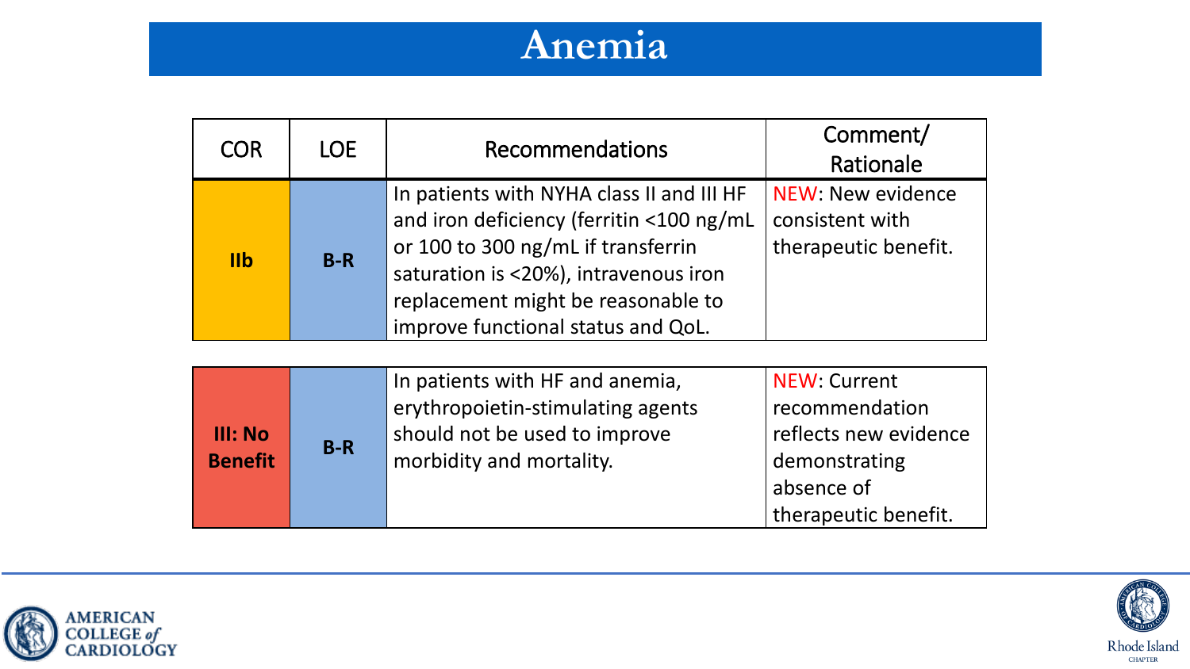# Anemia

| COR | LOE | Recommendations | Comment/ Rationale |
| --- | --- | --- | --- |
| **IIb** | **B-R** | In patients with NYHA class II and III HF and iron deficiency (ferritin <100 ng/mL or 100 to 300 ng/mL if transferrin saturation is <20%), intravenous iron replacement might be reasonable to improve functional status and QoL. | NEW: New evidence consistent with therapeutic benefit. |
| **III: No Benefit** | **B-R** | In patients with HF and anemia, erythropoietin-stimulating agents should not be used to improve morbidity and mortality. | NEW: Current recommendation reflects new evidence demonstrating absence of therapeutic benefit. |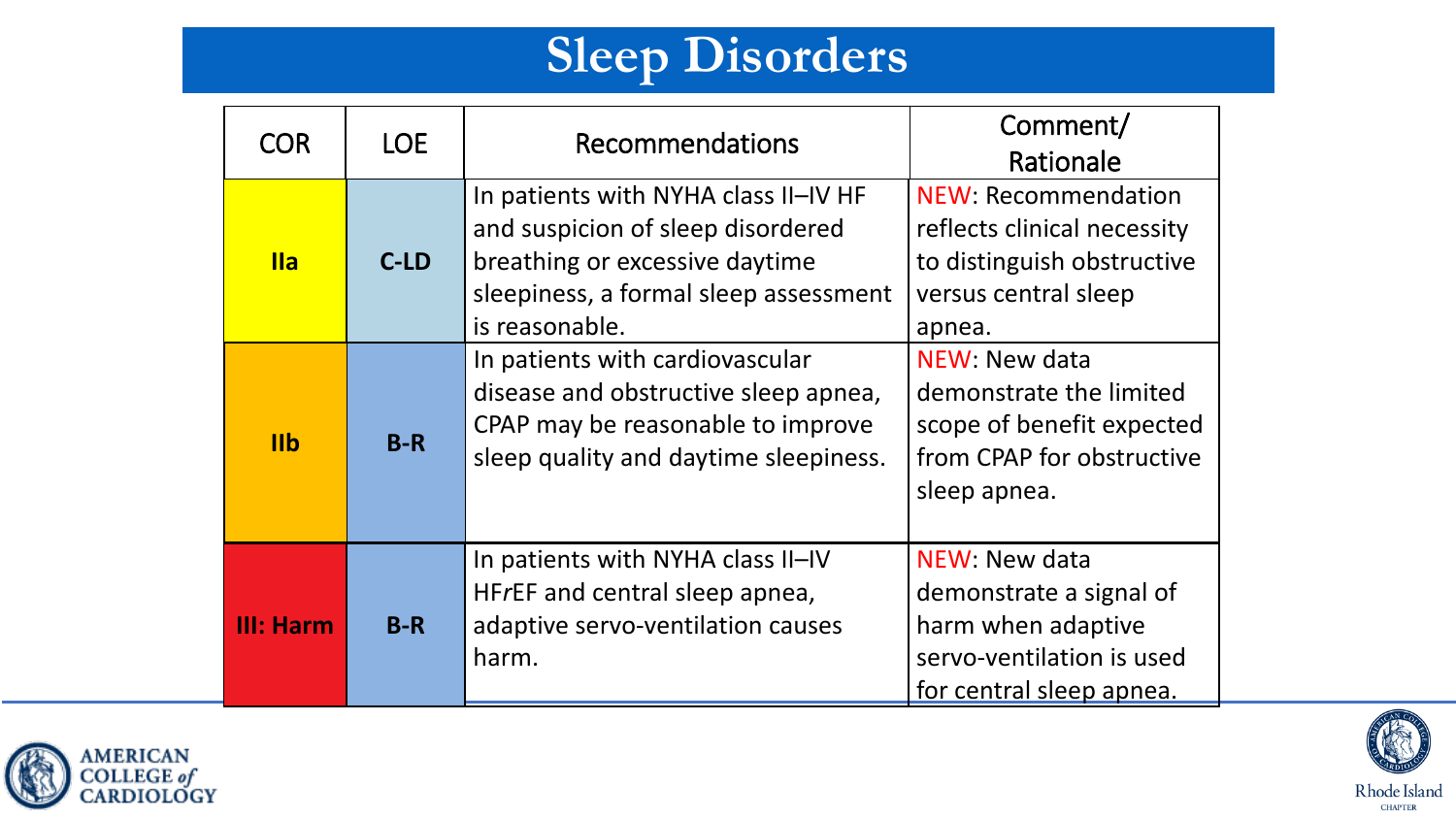# Sleep Disorders

| COR | LOE | Recommendations | Comment/ Rationale |
|---|---|---|---|
| **IIa** | **C-LD** | In patients with NYHA class II–IV HF and suspicion of sleep disordered breathing or excessive daytime sleepiness, a formal sleep assessment is reasonable. | NEW: Recommendation reflects clinical necessity to distinguish obstructive versus central sleep apnea. |
| **IIb** | **B-R** | In patients with cardiovascular disease and obstructive sleep apnea, CPAP may be reasonable to improve sleep quality and daytime sleepiness. | NEW: New data demonstrate the limited scope of benefit expected from CPAP for obstructive sleep apnea. |
| **III: Harm** | **B-R** | In patients with NYHA class II–IV HF*r*EF and central sleep apnea, adaptive servo-ventilation causes harm. | NEW: New data demonstrate a signal of harm when adaptive servo-ventilation is used for central sleep apnea. |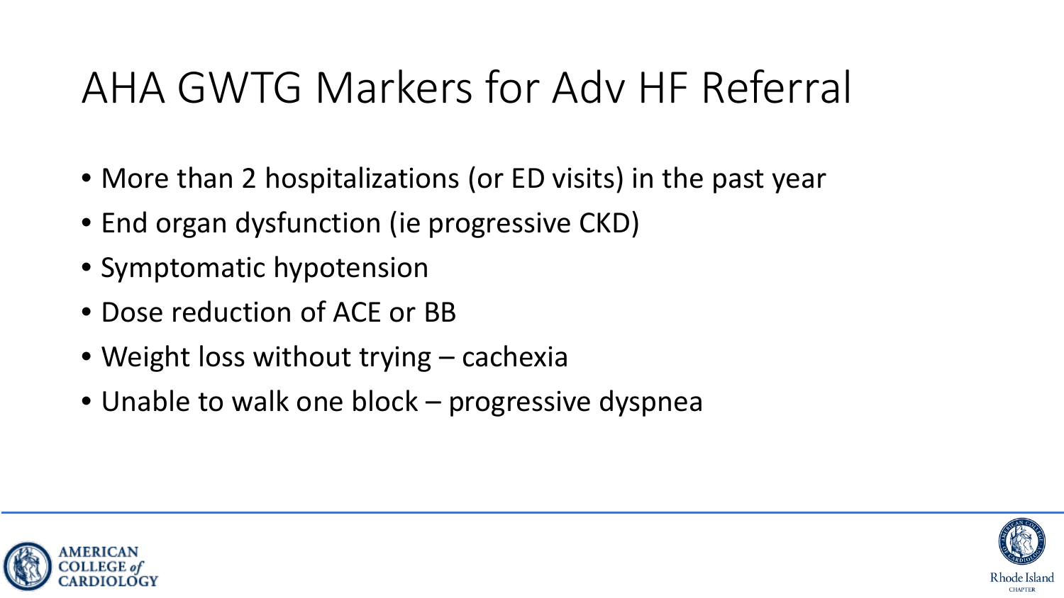# AHA GWTG Markers for Adv HF Referral

- More than 2 hospitalizations (or ED visits) in the past year
- End organ dysfunction (ie progressive CKD)
- Symptomatic hypotension
- Dose reduction of ACE or BB
- Weight loss without trying – cachexia
- Unable to walk one block – progressive dyspnea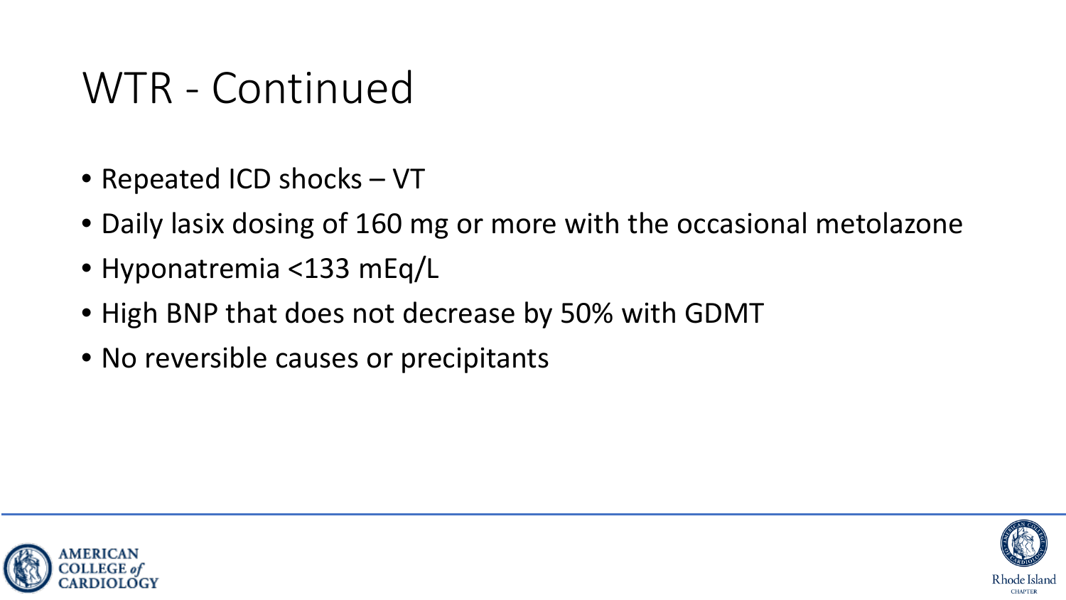# WTR - Continued

- Repeated ICD shocks – VT
- Daily lasix dosing of 160 mg or more with the occasional metolazone
- Hyponatremia <133 mEq/L
- High BNP that does not decrease by 50% with GDMT
- No reversible causes or precipitants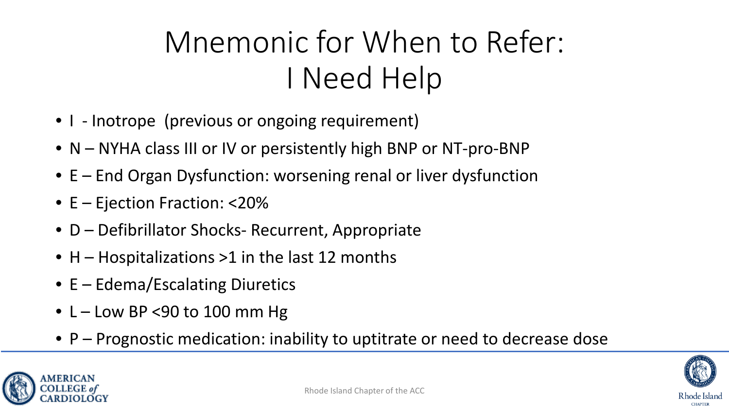# Mnemonic for When to Refer: I Need Help

- I - Inotrope (previous or ongoing requirement)
- N – NYHA class III or IV or persistently high BNP or NT-pro-BNP
- E – End Organ Dysfunction: worsening renal or liver dysfunction
- E – Ejection Fraction: <20%
- D – Defibrillator Shocks- Recurrent, Appropriate
- H – Hospitalizations >1 in the last 12 months
- E – Edema/Escalating Diuretics
- L – Low BP <90 to 100 mm Hg
- P – Prognostic medication: inability to uptitrate or need to decrease dose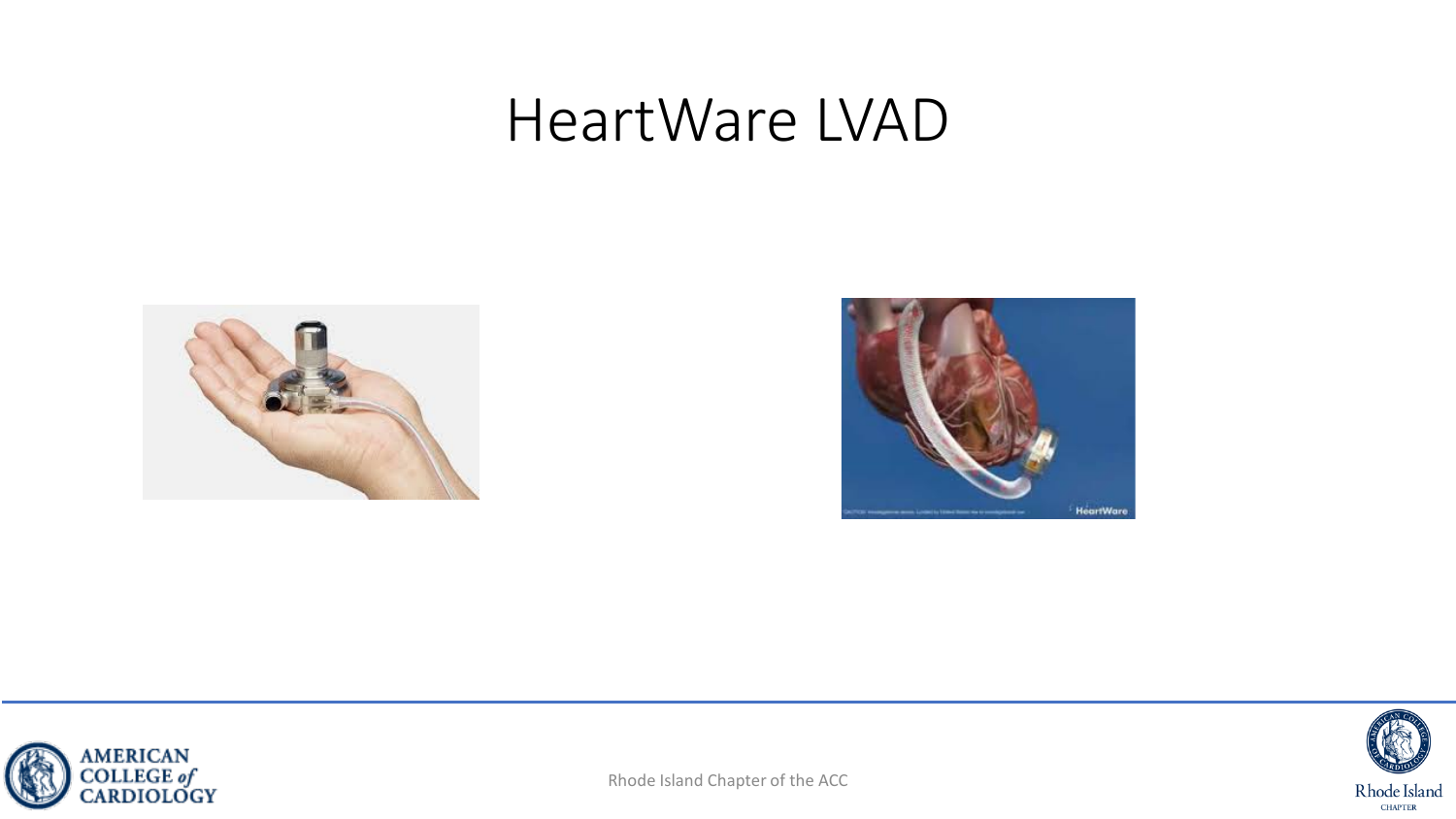# HeartWare LVAD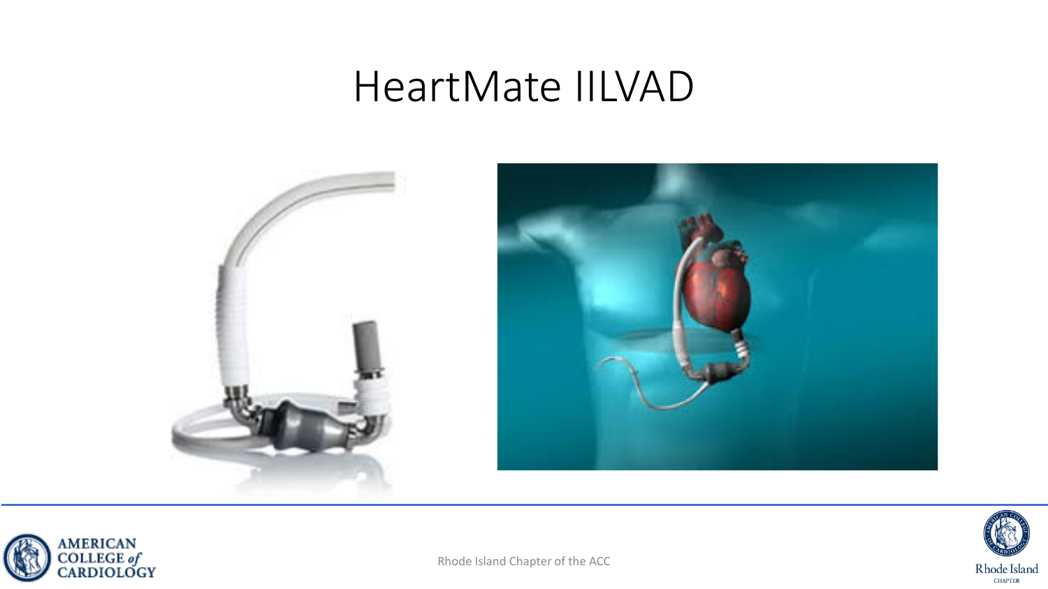# HeartMate IILVAD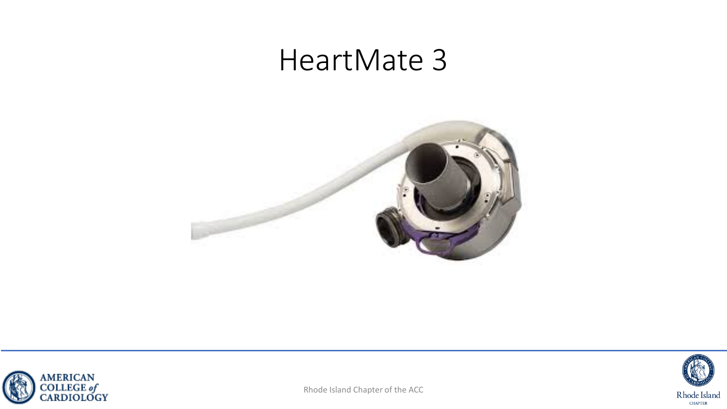# HeartMate 3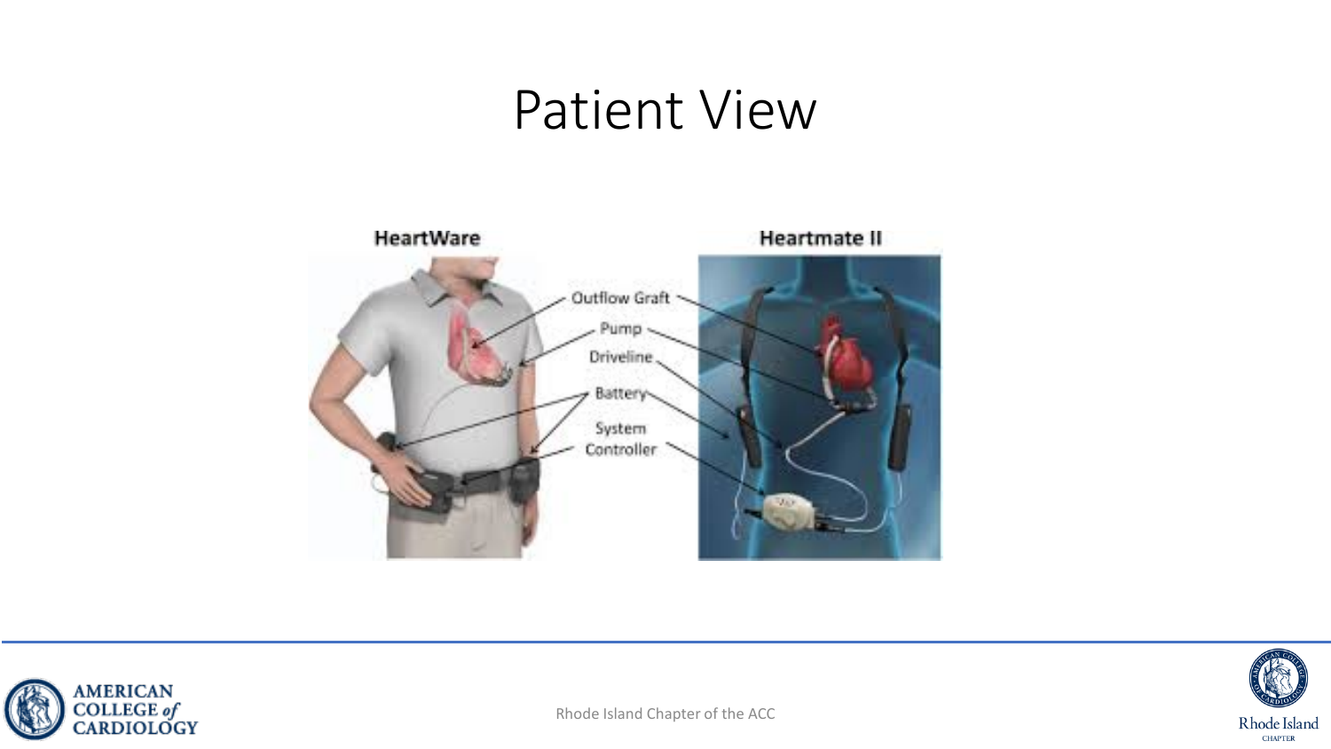# Patient View

HeartWare

Heartmate II

Outflow Graft

Pump

Driveline

Battery

System Controller